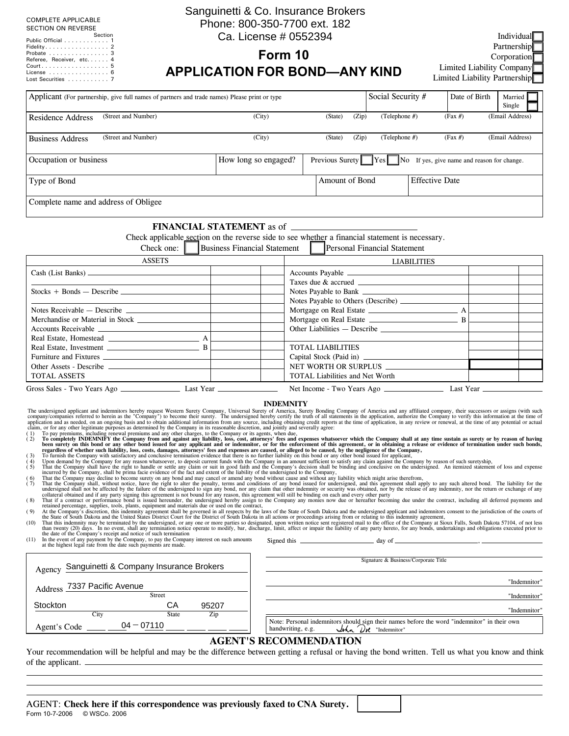COMPLETE APPLICABLE SECTION ON REVERSE

| | Section |
|---|---|
| Public Official | 1 |
| Fidelity | 2 |
| Probate | 3 |
| Referee, Receiver, etc. | 4 |
| Court | 5 |
| License | 6 |
| Lost Securities | 7 |

Sanguinetti & Co. Insurance Brokers
Phone: 800-350-7700 ext. 182
Ca. License # 0552394

# Form 10
# APPLICATION FOR BOND—ANY KIND

☐ Individual
☐ Partnership
☐ Corporation
☐ Limited Liability Company
☐ Limited Liability Partnership

| Applicant (For partnership, give full names of partners and trade names) Please print or type | Social Security # | Date of Birth | ☐ Married ☐ Single |
|---|---|---|---|
| | | | |

Residence Address (Street and Number) (City) (State) (Zip) (Telephone #) (Fax #) (Email Address)

Business Address (Street and Number) (City) (State) (Zip) (Telephone #) (Fax #) (Email Address)

| Occupation or business | How long so engaged? | Previous Surety ☐ Yes ☐ No If yes, give name and reason for change. |
|---|---|---|
| | | |

| Type of Bond | Amount of Bond | Effective Date |
|---|---|---|
| | | |

Complete name and address of Obligee

## FINANCIAL STATEMENT as of ____________

Check applicable section on the reverse side to see whether a financial statement is necessary.

Check one: ☐ Business Financial Statement ☐ Personal Financial Statement

| ASSETS | | | LIABILITIES | | |
|---|---|---|---|---|---|
| Cash (List Banks) | | | Accounts Payable | | |
| | | | Taxes due & accrued | | |
| Stocks + Bonds — Describe | | | Notes Payable to Bank | | |
| | | | Notes Payable to Others (Describe) | | |
| Notes Receivable — Describe | | | Mortgage on Real Estate A | | |
| Merchandise or Material in Stock | | | Mortgage on Real Estate B | | |
| Accounts Receivable | | | Other Liabilities — Describe | | |
| Real Estate, Homestead A | | | | | |
| Real Estate, Investment B | | | TOTAL LIABILITIES | | |
| Furniture and Fixtures | | | Capital Stock (Paid in) | | |
| Other Assets - Describe | | | NET WORTH OR SURPLUS | | |
| TOTAL ASSETS | | | TOTAL Liabilities and Net Worth | | |

Gross Sales - Two Years Ago ____________ Last Year ____________ Net Income - Two Years Ago ____________ Last Year ____________

## INDEMNITY

The undersigned applicant and indemnitors hereby request Western Surety Company, Universal Surety of America, Surety Bonding Company of America and any affiliated company, their successors or assigns (with such company/companies referred to herein as the "Company") to become their surety. The undersigned hereby certify the truth of all statements in the application, authorize the Company to verify this information at the time of application and as needed, on an ongoing basis and to obtain additional information from any source, including obtaining credit reports at the time of application, in any review or renewal, at the time of any potential or actual claim, or for any other legitimate purposes as determined by the Company in its reasonable discretion, and jointly and severally agree:

(1) To pay premiums, including renewal premiums and any other charges, to the Company or its agents, when due,
(2) **To completely INDEMNIFY the Company from and against any liability, loss, cost, attorneys' fees and expenses whatsoever which the Company shall at any time sustain as surety or by reason of having been surety on this bond or any other bond issued for any applicant and or indemnitor, or for the enforcement of this agreement, or in obtaining a release or evidence of termination under such bonds, regardless of whether such liability, loss, costs, damages, attorneys' fees and expenses are caused, or alleged to be caused, by the negligence of the Company,**
(3) To furnish the Company with satisfactory and conclusive termination evidence that there is no further liability on this bond or any other bond issued for applicant,
(4) Upon demand by the Company for any reason whatsoever, to deposit current funds with the Company in an amount sufficient to satisfy any claim against the Company by reason of such suretyship,
(5) That the Company shall have the right to handle or settle any claim or suit in good faith and the Company's decision shall be binding and conclusive on the undersigned. An itemized statement of loss and expense incurred by the Company, shall be prima facie evidence of the fact and extent of the liability of the undersigned to the Company,
(6) That the Company may decline to become surety on any bond and may cancel or amend any bond without cause and without any liability which might arise therefrom,
(7) That the Company shall, without notice, have the right to alter the penalty, terms and conditions of any bond issued for undersigned, and this agreement shall apply to any such altered bond. The liability for the undersigned shall not be affected by the failure of the undersigned to sign any bond, nor any claim that other indemnity or security was obtained, nor by the release of any indemnity, nor the return or exchange of any collateral obtained and if any party signing this agreement is not bound for any reason, this agreement will still be binding on each and every other party
(8) That if a contract or performance bond is issued hereunder, the undersigned hereby assign to the Company any monies now due or hereafter becoming due under the contract, including all deferred payments and retained percentage, supplies, tools, plants, equipment and materials due or used on the contract,
(9) At the Company's discretion, this indemnity agreement shall be governed in all respects by the laws of the State of South Dakota and the undersigned applicant and indemnitors consent to the jurisdiction of the courts of the State of South Dakota and the United States District Court for the District of South Dakota in all actions or proceedings arising from or relating to this indemnity agreement,
(10) That this indemnity may be terminated by the undersigned, or any one or more parties so designated, upon written notice sent registered mail to the office of the Company at Sioux Falls, South Dakota 57104, of not less than twenty (20) days. In no event, shall any termination notice operate to modify, bar, discharge, limit, affect or impair the liability of any party hereto, for any bonds, undertakings and obligations executed prior to the date of the Company's receipt and notice of such termination
(11) In the event of any payment by the Company, to pay the Company interest on such amounts at the highest legal rate from the date such payments are made.

Signed this ____________ day of ____________, ______

Agency Sanguinetti & Company Insurance Brokers
Address 7337 Pacific Avenue (Street)
Stockton CA 95207 (City) (State) (Zip)
Agent's Code 04 – 07110

Signature & Business/Corporate Title

____________ "Indemnitor"
____________ "Indemnitor"
____________ "Indemnitor"

Note: Personal indemnitors should sign their names before the word "indemnitor" in their own handwriting, e.g. John Doe "Indemnitor"

## AGENT'S RECOMMENDATION

Your recommendation will be helpful and may be the difference between getting a refusal or having the bond written. Tell us what you know and think of the applicant.

AGENT: **Check here if this correspondence was previously faxed to CNA Surety.** ☐

Form 10-7-2006 © WSCo. 2006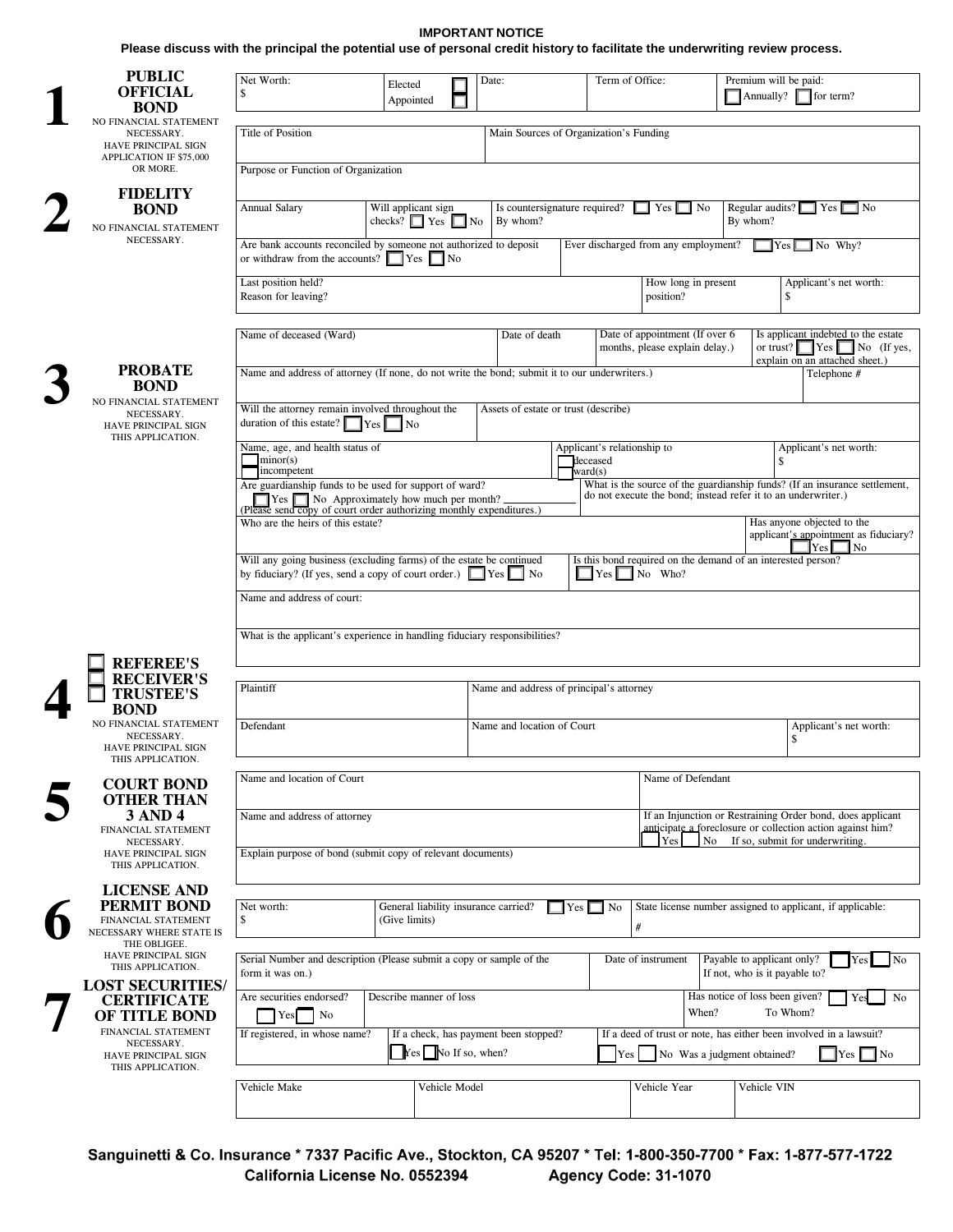**IMPORTANT NOTICE**

**Please discuss with the principal the potential use of personal credit history to facilitate the underwriting review process.**

## 1 PUBLIC OFFICIAL BOND

NO FINANCIAL STATEMENT NECESSARY. HAVE PRINCIPAL SIGN APPLICATION IF $75,000 OR MORE.

| Net Worth: $ | Elected ☐ Appointed ☐ | Date: | Term of Office: | Premium will be paid: ☐ Annually? ☐ for term? |
|---|---|---|---|---|

## 2 FIDELITY BOND

NO FINANCIAL STATEMENT NECESSARY.

| Title of Position | Main Sources of Organization's Funding |
|---|---|
| Purpose or Function of Organization | |

| Annual Salary | Will applicant sign checks? ☐ Yes ☐ No | Is countersignature required? ☐ Yes ☐ No By whom? | Regular audits? ☐ Yes ☐ No By whom? |
|---|---|---|---|

| Are bank accounts reconciled by someone not authorized to deposit or withdraw from the accounts? ☐ Yes ☐ No | Ever discharged from any employment? ☐ Yes ☐ No Why? |
|---|---|

| Last position held? Reason for leaving? | How long in present position? | Applicant's net worth: $ |
|---|---|---|

## 3 PROBATE BOND

NO FINANCIAL STATEMENT NECESSARY. HAVE PRINCIPAL SIGN THIS APPLICATION.

| Name of deceased (Ward) | Date of death | Date of appointment (If over 6 months, please explain delay.) | Is applicant indebted to the estate or trust? ☐ Yes ☐ No (If yes, explain on an attached sheet.) |
|---|---|---|---|

| Name and address of attorney (If none, do not write the bond; submit it to our underwriters.) | Telephone # |
|---|---|

| Will the attorney remain involved throughout the duration of this estate? ☐ Yes ☐ No | Assets of estate or trust (describe) |
|---|---|

| Name, age, and health status of ☐ minor(s) ☐ incompetent | Applicant's relationship to ☐ deceased ☐ ward(s) | Applicant's net worth: $ |
|---|---|---|

| Are guardianship funds to be used for support of ward? ☐ Yes ☐ No Approximately how much per month? ____________ (Please send copy of court order authorizing monthly expenditures.) | What is the source of the guardianship funds? (If an insurance settlement, do not execute the bond; instead refer it to an underwriter.) |
|---|---|

| Who are the heirs of this estate? | Has anyone objected to the applicant's appointment as fiduciary? ☐ Yes ☐ No |
|---|---|

| Will any going business (excluding farms) of the estate be continued by fiduciary? (If yes, send a copy of court order.) ☐ Yes ☐ No | Is this bond required on the demand of an interested person? ☐ Yes ☐ No Who? |
|---|---|

Name and address of court:

What is the applicant's experience in handling fiduciary responsibilities?

## 4 ☐ REFEREE'S ☐ RECEIVER'S ☐ TRUSTEE'S BOND

NO FINANCIAL STATEMENT NECESSARY. HAVE PRINCIPAL SIGN THIS APPLICATION.

| Plaintiff | Name and address of principal's attorney | |
|---|---|---|
| Defendant | Name and location of Court | Applicant's net worth: $ |

## 5 COURT BOND OTHER THAN 3 AND 4

FINANCIAL STATEMENT NECESSARY. HAVE PRINCIPAL SIGN THIS APPLICATION.

| Name and location of Court | Name of Defendant |
|---|---|
| Name and address of attorney | If an Injunction or Restraining Order bond, does applicant anticipate a foreclosure or collection action against him? ☐ Yes ☐ No If so, submit for underwriting. |

Explain purpose of bond (submit copy of relevant documents)

## 6 LICENSE AND PERMIT BOND

FINANCIAL STATEMENT NECESSARY WHERE STATE IS THE OBLIGEE. HAVE PRINCIPAL SIGN THIS APPLICATION.

| Net worth: $ | General liability insurance carried? ☐ Yes ☐ No (Give limits) | State license number assigned to applicant, if applicable: # |
|---|---|---|

## 7 LOST SECURITIES/ CERTIFICATE OF TITLE BOND

FINANCIAL STATEMENT NECESSARY. HAVE PRINCIPAL SIGN THIS APPLICATION.

| Serial Number and description (Please submit a copy or sample of the form it was on.) | Date of instrument | Payable to applicant only? ☐ Yes ☐ No If not, who is it payable to? |
|---|---|---|

| Are securities endorsed? ☐ Yes ☐ No | Describe manner of loss | Has notice of loss been given? ☐ Yes ☐ No When? To Whom? |
|---|---|---|

| If registered, in whose name? | If a check, has payment been stopped? ☐ Yes ☐ No If so, when? | If a deed of trust or note, has either been involved in a lawsuit? ☐ Yes ☐ No Was a judgment obtained? ☐ Yes ☐ No |
|---|---|---|

| Vehicle Make | Vehicle Model | Vehicle Year | Vehicle VIN |
|---|---|---|---|

**Sanguinetti & Co. Insurance * 7337 Pacific Ave., Stockton, CA 95207 * Tel: 1-800-350-7700 * Fax: 1-877-577-1722**
**California License No. 0552394 Agency Code: 31-1070**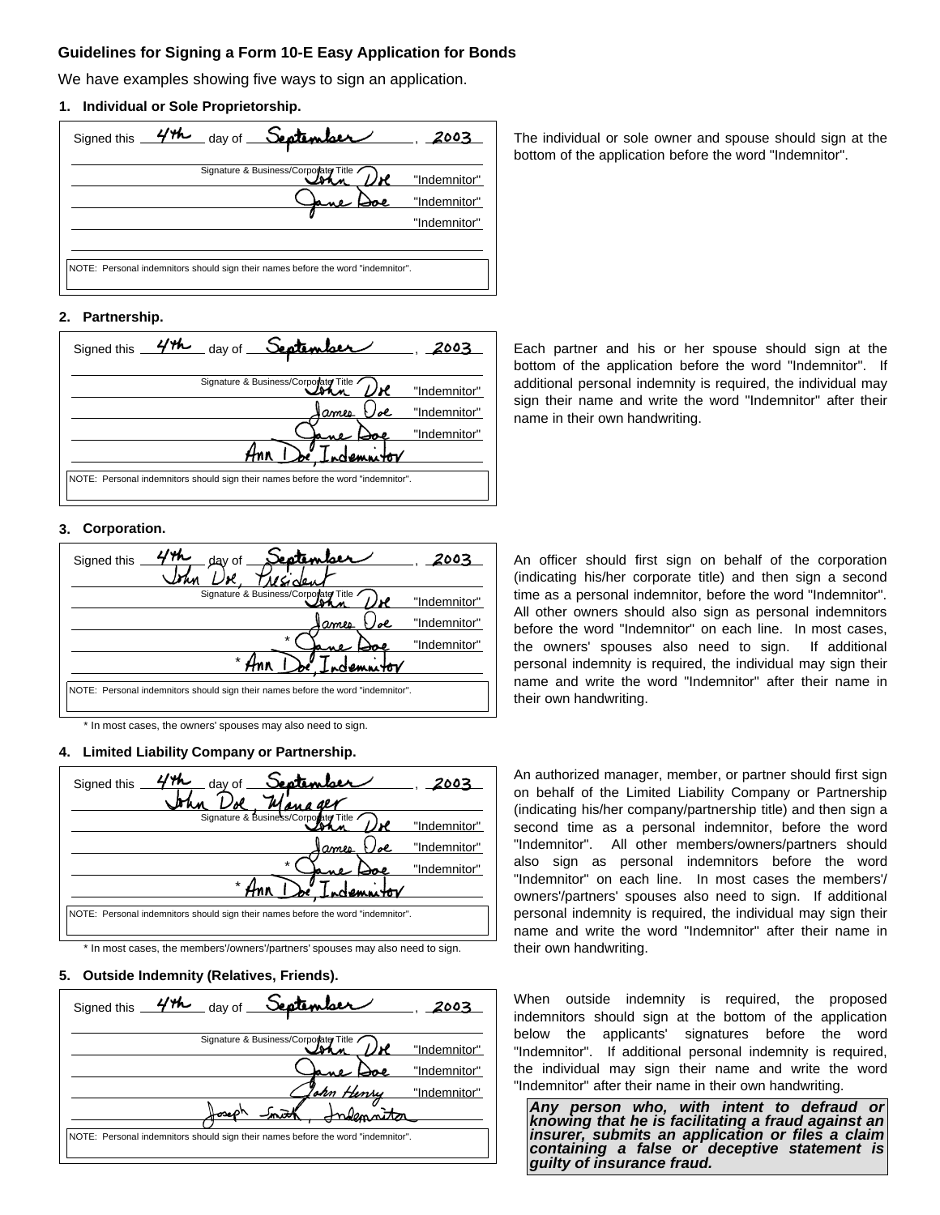## Guidelines for Signing a Form 10-E Easy Application for Bonds

We have examples showing five ways to sign an application.

### 1. Individual or Sole Proprietorship.

Signed this 4th day of September, 2003

Signature & Business/Corporate Title

John Doe "Indemnitor"

Jane Doe "Indemnitor"

"Indemnitor"

NOTE: Personal indemnitors should sign their names before the word "indemnitor".

The individual or sole owner and spouse should sign at the bottom of the application before the word "Indemnitor".

### 2. Partnership.

Signed this 4th day of September, 2003

Signature & Business/Corporate Title

John Doe "Indemnitor"

James Doe "Indemnitor"

Jane Doe "Indemnitor"

Ann Doe, Indemnitor

NOTE: Personal indemnitors should sign their names before the word "indemnitor".

Each partner and his or her spouse should sign at the bottom of the application before the word "Indemnitor". If additional personal indemnity is required, the individual may sign their name and write the word "Indemnitor" after their name in their own handwriting.

### 3. Corporation.

Signed this 4th day of September, 2003

John Doe, President

Signature & Business/Corporate Title

John Doe "Indemnitor"

James Doe "Indemnitor"

* Jane Doe "Indemnitor"

* Ann Doe, Indemnitor

NOTE: Personal indemnitors should sign their names before the word "indemnitor".

* In most cases, the owners' spouses may also need to sign.

An officer should first sign on behalf of the corporation (indicating his/her corporate title) and then sign a second time as a personal indemnitor, before the word "Indemnitor". All other owners should also sign as personal indemnitors before the word "Indemnitor" on each line. In most cases, the owners' spouses also need to sign. If additional personal indemnity is required, the individual may sign their name and write the word "Indemnitor" after their name in their own handwriting.

### 4. Limited Liability Company or Partnership.

Signed this 4th day of September, 2003

John Doe, Manager

Signature & Business/Corporate Title

John Doe "Indemnitor"

James Doe "Indemnitor"

* Jane Doe "Indemnitor"

* Ann Doe, Indemnitor

NOTE: Personal indemnitors should sign their names before the word "indemnitor".

* In most cases, the members'/owners'/partners' spouses may also need to sign.

An authorized manager, member, or partner should first sign on behalf of the Limited Liability Company or Partnership (indicating his/her company/partnership title) and then sign a second time as a personal indemnitor, before the word "Indemnitor". All other members/owners/partners should also sign as personal indemnitors before the word "Indemnitor" on each line. In most cases the members'/owners'/partners' spouses also need to sign. If additional personal indemnity is required, the individual may sign their name and write the word "Indemnitor" after their name in their own handwriting.

### 5. Outside Indemnity (Relatives, Friends).

Signed this 4th day of September, 2003

Signature & Business/Corporate Title

John Doe "Indemnitor"

Jane Doe "Indemnitor"

John Henry "Indemnitor"

Joseph Smith, Indemnitor

NOTE: Personal indemnitors should sign their names before the word "indemnitor".

When outside indemnity is required, the proposed indemnitors should sign at the bottom of the application below the applicants' signatures before the word "Indemnitor". If additional personal indemnity is required, the individual may sign their name and write the word "Indemnitor" after their name in their own handwriting.

***Any person who, with intent to defraud or knowing that he is facilitating a fraud against an insurer, submits an application or files a claim containing a false or deceptive statement is guilty of insurance fraud.***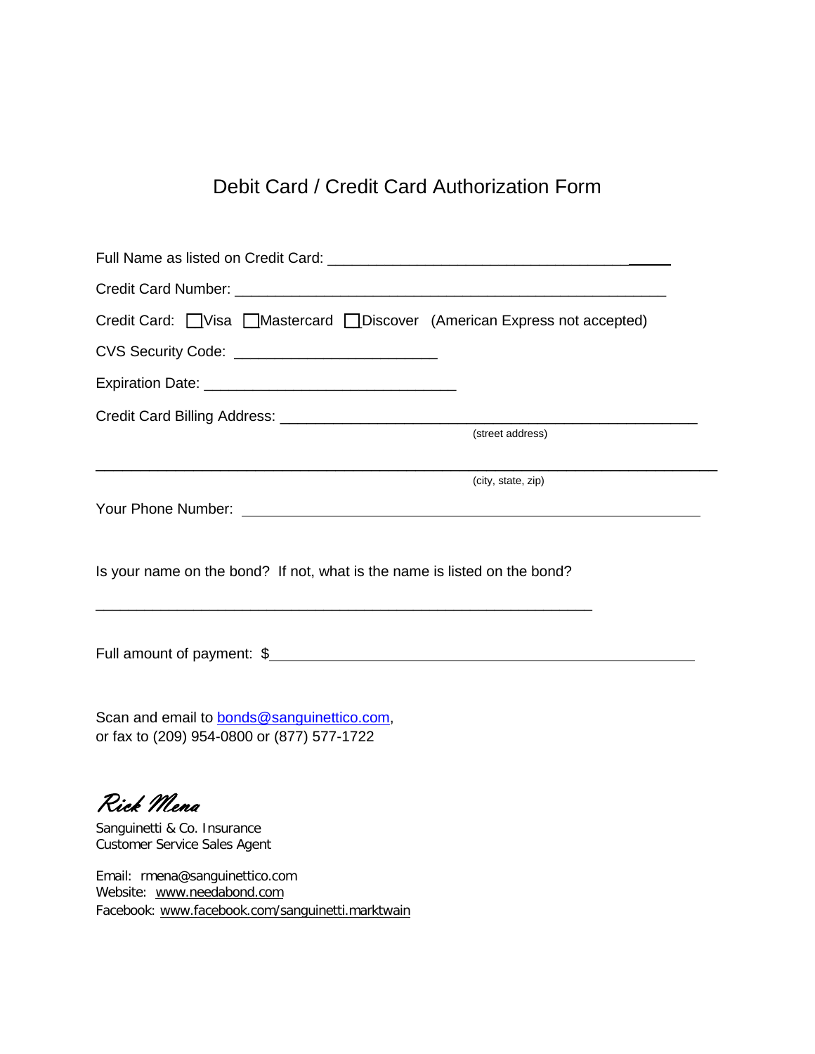# Debit Card / Credit Card Authorization Form

Full Name as listed on Credit Card: __________________________________________

Credit Card Number: ________________________________________________

Credit Card: ☐Visa ☐Mastercard ☐Discover (American Express not accepted)

CVS Security Code: _________________________

Expiration Date: ___________________________

Credit Card Billing Address: __________________________________________________
(street address)

___________________________________________________________________________
(city, state, zip)

Your Phone Number: ________________________________________________________

Is your name on the bond? If not, what is the name is listed on the bond?

_____________________________________________________________

Full amount of payment: $_____________________________________________________

Scan and email to bonds@sanguinettico.com,
or fax to (209) 954-0800 or (877) 577-1722

*Rick Mena*

Sanguinetti & Co. Insurance
Customer Service Sales Agent

Email: rmena@sanguinettico.com
Website: www.needabond.com
Facebook: www.facebook.com/sanguinetti.marktwain